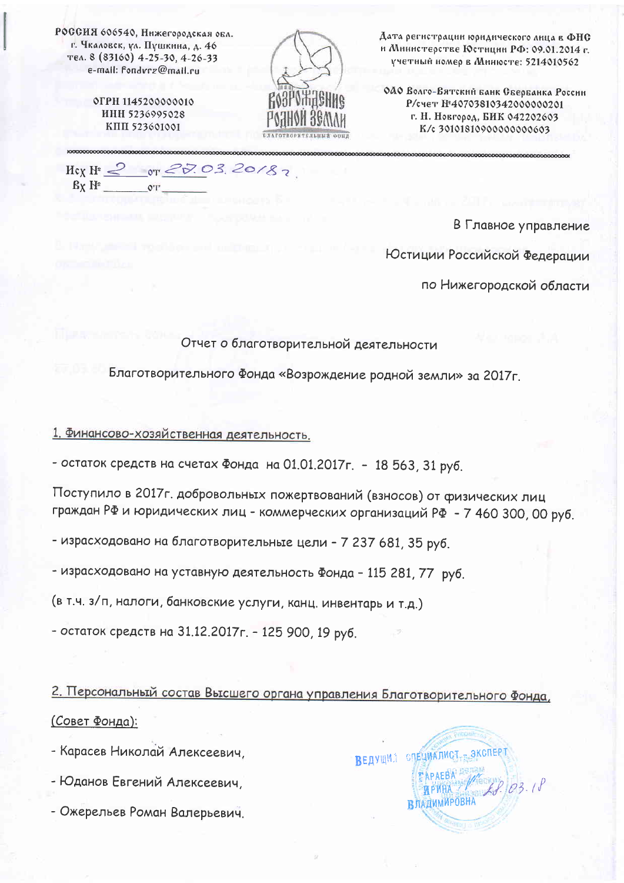РОССИЯ 606540, Нижегородская обл.
г. Чкаловск, ул. Пушкина, д. 46
тел. 8 (83160) 4-25-30, 4-26-33
e-mail: fondvrz@mail.ru

ОГРН 1145200000010
ИНН 5236995028
КПП 523601001

ВОЗРОЖДЕНИЕ РОДНОЙ ЗЕМЛИ
БЛАГОТВОРИТЕЛЬНЫЙ ФОНД

Дата регистрации юридического лица в ФНС и Министерстве Юстиции РФ: 09.01.2014 г.
учетный номер в Минюсте: 5214010562

ОАО Волго-Вятский банк Сбербанка России
Р/счет №40703810342000000201
г. Н. Новгород, БИК 042202603
К/с 30101810900000000603

Исх № 2 от 27.03.2018 г.
Вх № ______ от ______

В Главное управление

Юстиции Российской Федерации

по Нижегородской области

Отчет о благотворительной деятельности

Благотворительного Фонда «Возрождение родной земли» за 2017г.

1. Финансово-хозяйственная деятельность.

- остаток средств на счетах Фонда на 01.01.2017г. - 18 563, 31 руб.

Поступило в 2017г. добровольных пожертвований (взносов) от физических лиц граждан РФ и юридических лиц - коммерческих организаций РФ - 7 460 300, 00 руб.

- израсходовано на благотворительные цели - 7 237 681, 35 руб.

- израсходовано на уставную деятельность Фонда - 115 281, 77 руб.

(в т.ч. з/п, налоги, банковские услуги, канц. инвентарь и т.д.)

- остаток средств на 31.12.2017г. - 125 900, 19 руб.

2. Персональный состав Высшего органа управления Благотворительного Фонда,

(Совет Фонда):

- Карасев Николай Алексеевич,

- Юданов Евгений Алексеевич,

- Ожерельев Роман Валерьевич.

ВЕДУЩИЙ СПЕЦИАЛИСТ - ЭКСПЕРТ
ТАРАЕВА
ИРИНА
ВЛАДИМИРОВНА
28.03.18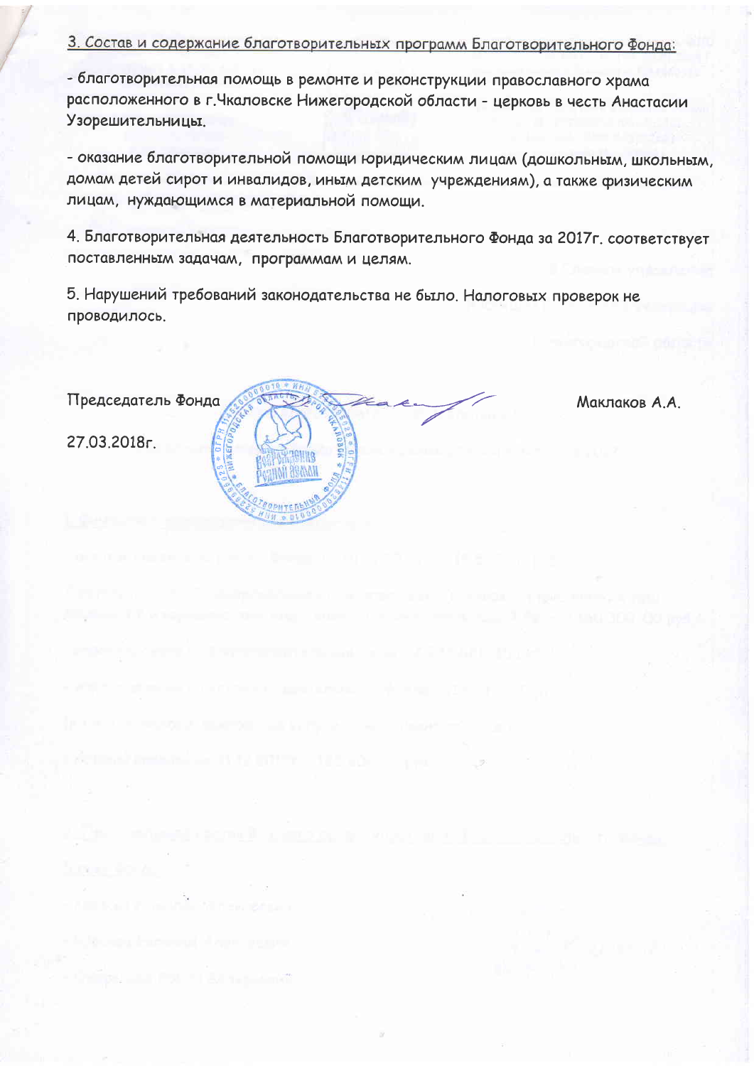3. Состав и содержание благотворительных программ Благотворительного Фонда:

- благотворительная помощь в ремонте и реконструкции православного храма расположенного в г.Чкаловске Нижегородской области - церковь в честь Анастасии Узорешительницы.

- оказание благотворительной помощи юридическим лицам (дошкольным, школьным, домам детей сирот и инвалидов, иным детским учреждениям), а также физическим лицам, нуждающимся в материальной помощи.

4. Благотворительная деятельность Благотворительного Фонда за 2017г. соответствует поставленным задачам, программам и целям.

5. Нарушений требований законодательства не было. Налоговых проверок не проводилось.

Председатель Фонда Маклаков А.А.

27.03.2018г.